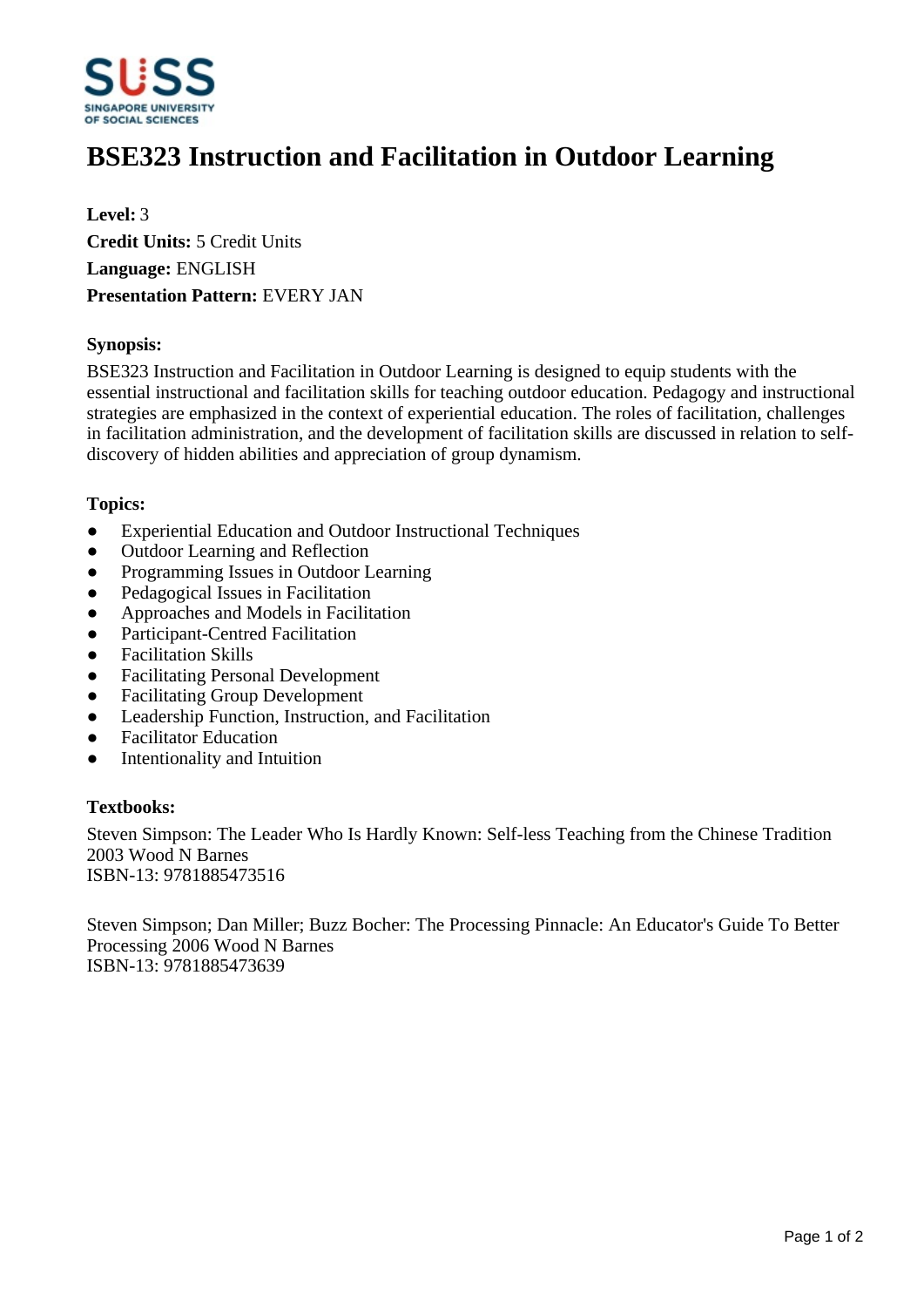# BSE323 Instruction and Facilitation in Outdoor Learning

**Level:** 3
**Credit Units:** 5 Credit Units
**Language:** ENGLISH
**Presentation Pattern:** EVERY JAN

### Synopsis:

BSE323 Instruction and Facilitation in Outdoor Learning is designed to equip students with the essential instructional and facilitation skills for teaching outdoor education. Pedagogy and instructional strategies are emphasized in the context of experiential education. The roles of facilitation, challenges in facilitation administration, and the development of facilitation skills are discussed in relation to self-discovery of hidden abilities and appreciation of group dynamism.

### Topics:

- Experiential Education and Outdoor Instructional Techniques
- Outdoor Learning and Reflection
- Programming Issues in Outdoor Learning
- Pedagogical Issues in Facilitation
- Approaches and Models in Facilitation
- Participant-Centred Facilitation
- Facilitation Skills
- Facilitating Personal Development
- Facilitating Group Development
- Leadership Function, Instruction, and Facilitation
- Facilitator Education
- Intentionality and Intuition

### Textbooks:

Steven Simpson: The Leader Who Is Hardly Known: Self-less Teaching from the Chinese Tradition 2003 Wood N Barnes
ISBN-13: 9781885473516

Steven Simpson; Dan Miller; Buzz Bocher: The Processing Pinnacle: An Educator's Guide To Better Processing 2006 Wood N Barnes
ISBN-13: 9781885473639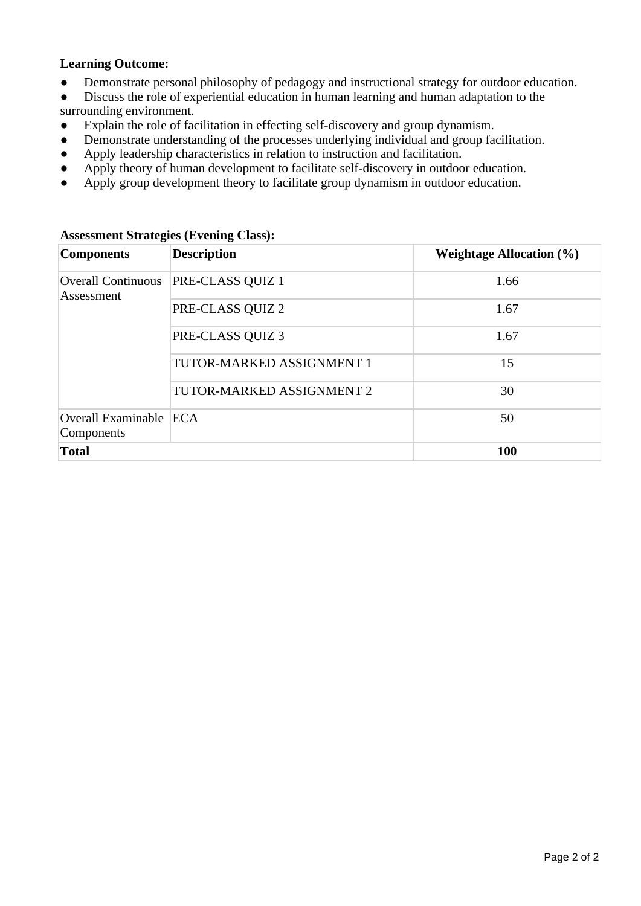**Learning Outcome:**

- Demonstrate personal philosophy of pedagogy and instructional strategy for outdoor education.
- Discuss the role of experiential education in human learning and human adaptation to the surrounding environment.
- Explain the role of facilitation in effecting self-discovery and group dynamism.
- Demonstrate understanding of the processes underlying individual and group facilitation.
- Apply leadership characteristics in relation to instruction and facilitation.
- Apply theory of human development to facilitate self-discovery in outdoor education.
- Apply group development theory to facilitate group dynamism in outdoor education.

**Assessment Strategies (Evening Class):**

| Components | Description | Weightage Allocation (%) |
|---|---|---|
| Overall Continuous Assessment | PRE-CLASS QUIZ 1 | 1.66 |
| | PRE-CLASS QUIZ 2 | 1.67 |
| | PRE-CLASS QUIZ 3 | 1.67 |
| | TUTOR-MARKED ASSIGNMENT 1 | 15 |
| | TUTOR-MARKED ASSIGNMENT 2 | 30 |
| Overall Examinable Components | ECA | 50 |
| **Total** | | **100** |